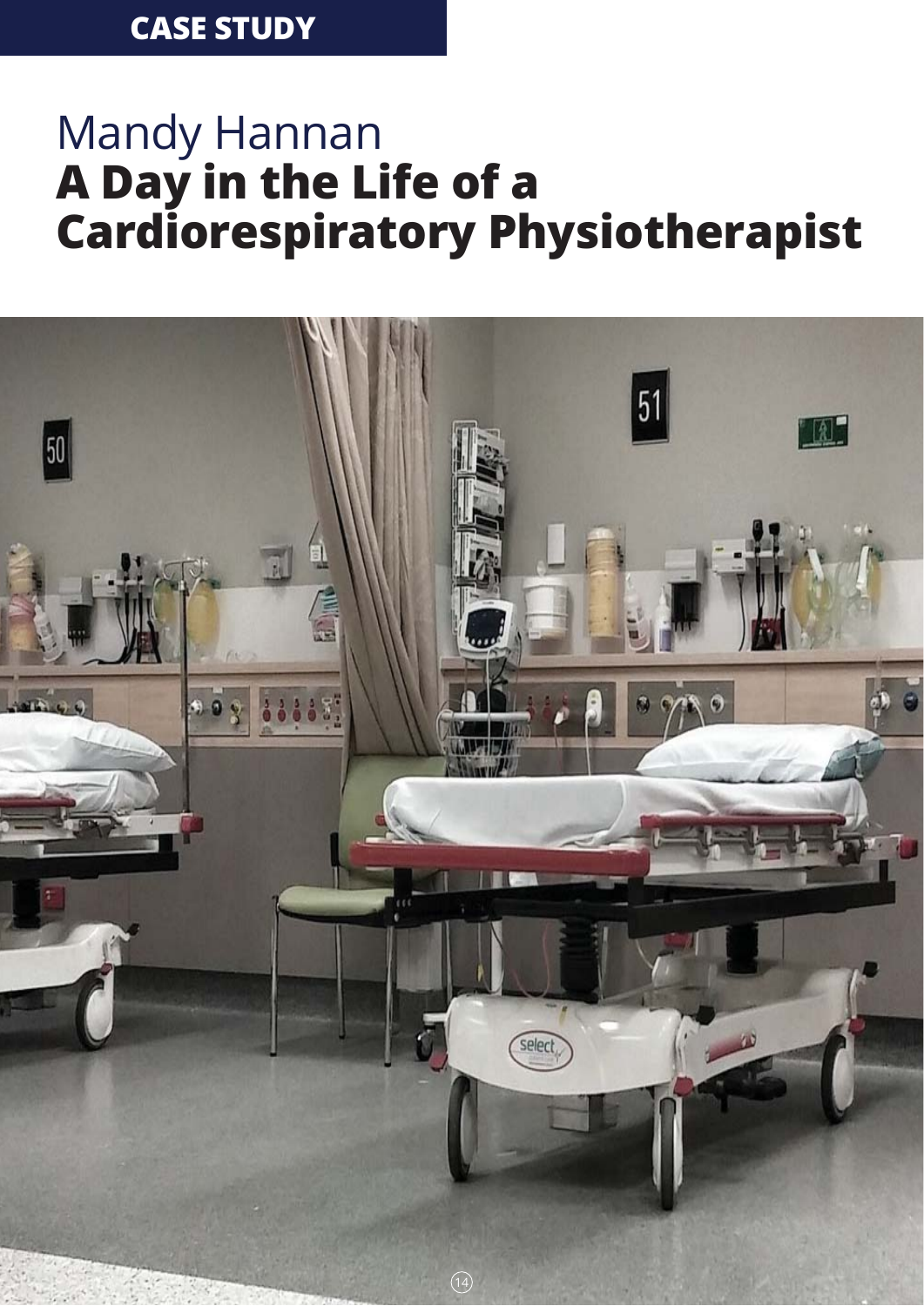**CASE STUDY**

# Mandy Hannan
# **A Day in the Life of a Cardiorespiratory Physiotherapist**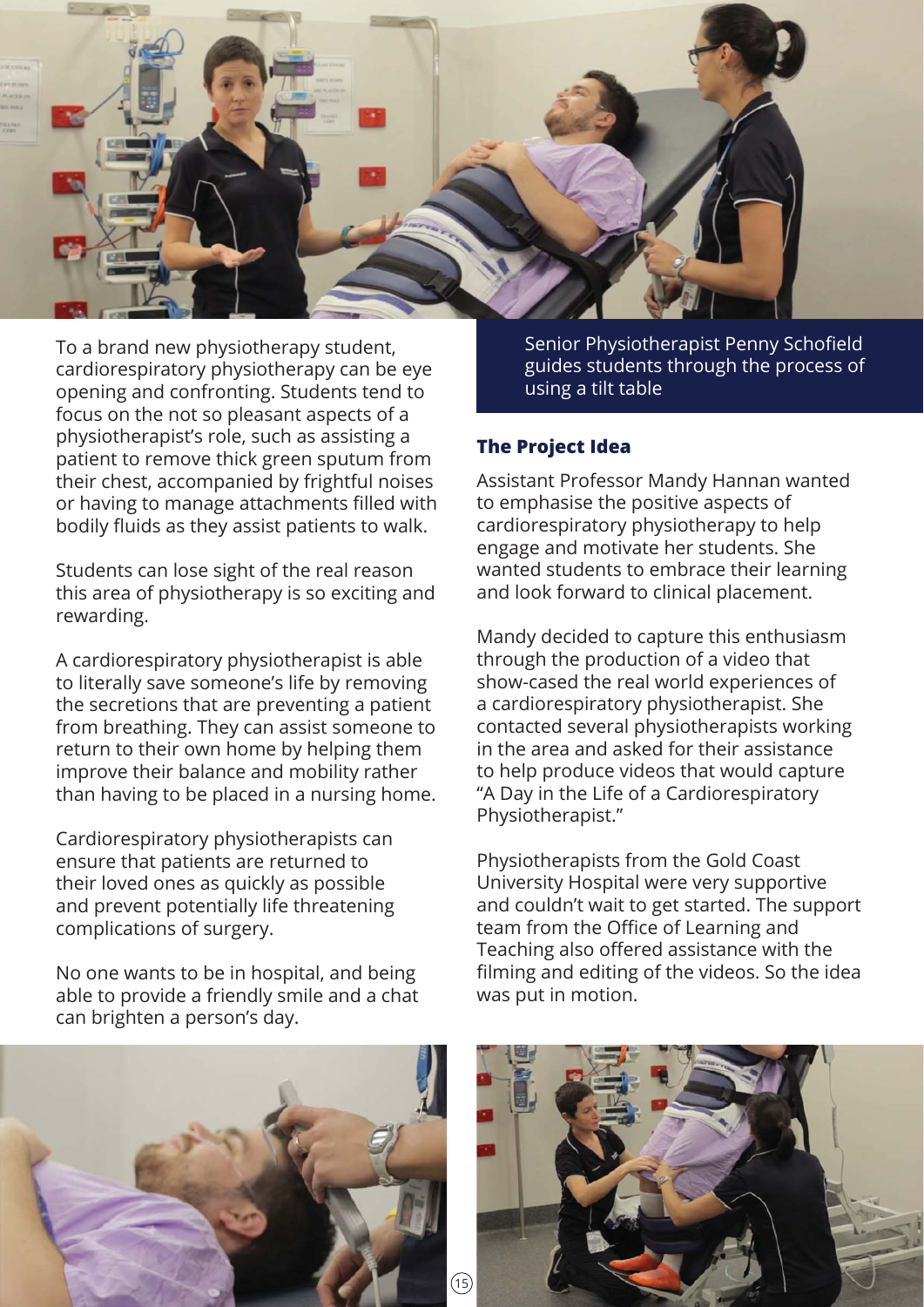To a brand new physiotherapy student, cardiorespiratory physiotherapy can be eye opening and confronting. Students tend to focus on the not so pleasant aspects of a physiotherapist's role, such as assisting a patient to remove thick green sputum from their chest, accompanied by frightful noises or having to manage attachments filled with bodily fluids as they assist patients to walk.

Students can lose sight of the real reason this area of physiotherapy is so exciting and rewarding.

A cardiorespiratory physiotherapist is able to literally save someone's life by removing the secretions that are preventing a patient from breathing. They can assist someone to return to their own home by helping them improve their balance and mobility rather than having to be placed in a nursing home.

Cardiorespiratory physiotherapists can ensure that patients are returned to their loved ones as quickly as possible and prevent potentially life threatening complications of surgery.

No one wants to be in hospital, and being able to provide a friendly smile and a chat can brighten a person's day.

Senior Physiotherapist Penny Schofield guides students through the process of using a tilt table

### The Project Idea

Assistant Professor Mandy Hannan wanted to emphasise the positive aspects of cardiorespiratory physiotherapy to help engage and motivate her students. She wanted students to embrace their learning and look forward to clinical placement.

Mandy decided to capture this enthusiasm through the production of a video that show-cased the real world experiences of a cardiorespiratory physiotherapist. She contacted several physiotherapists working in the area and asked for their assistance to help produce videos that would capture "A Day in the Life of a Cardiorespiratory Physiotherapist."

Physiotherapists from the Gold Coast University Hospital were very supportive and couldn't wait to get started. The support team from the Office of Learning and Teaching also offered assistance with the filming and editing of the videos. So the idea was put in motion.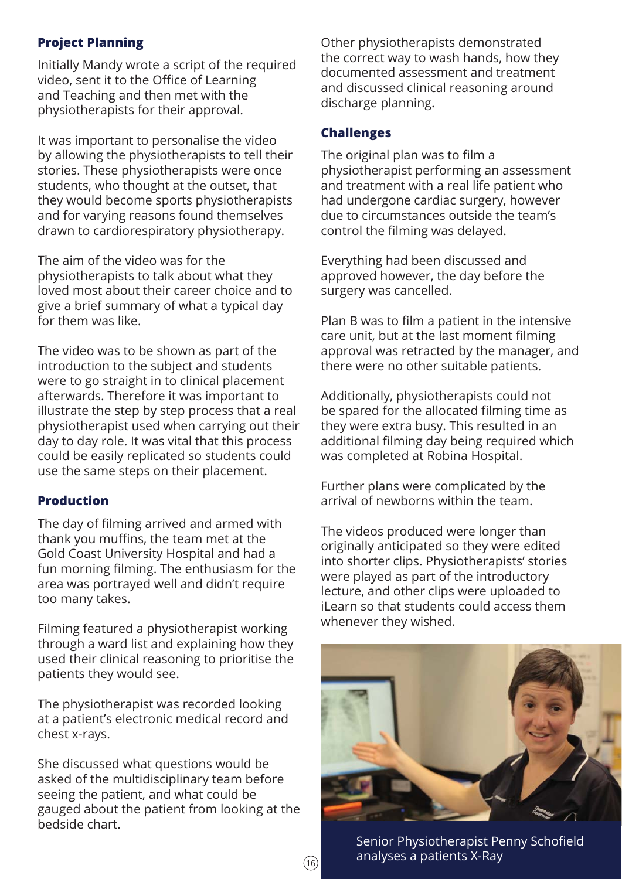## Project Planning

Initially Mandy wrote a script of the required video, sent it to the Office of Learning and Teaching and then met with the physiotherapists for their approval.

It was important to personalise the video by allowing the physiotherapists to tell their stories. These physiotherapists were once students, who thought at the outset, that they would become sports physiotherapists and for varying reasons found themselves drawn to cardiorespiratory physiotherapy.

The aim of the video was for the physiotherapists to talk about what they loved most about their career choice and to give a brief summary of what a typical day for them was like.

The video was to be shown as part of the introduction to the subject and students were to go straight in to clinical placement afterwards. Therefore it was important to illustrate the step by step process that a real physiotherapist used when carrying out their day to day role. It was vital that this process could be easily replicated so students could use the same steps on their placement.

## Production

The day of filming arrived and armed with thank you muffins, the team met at the Gold Coast University Hospital and had a fun morning filming. The enthusiasm for the area was portrayed well and didn't require too many takes.

Filming featured a physiotherapist working through a ward list and explaining how they used their clinical reasoning to prioritise the patients they would see.

The physiotherapist was recorded looking at a patient's electronic medical record and chest x-rays.

She discussed what questions would be asked of the multidisciplinary team before seeing the patient, and what could be gauged about the patient from looking at the bedside chart.

Other physiotherapists demonstrated the correct way to wash hands, how they documented assessment and treatment and discussed clinical reasoning around discharge planning.

## Challenges

The original plan was to film a physiotherapist performing an assessment and treatment with a real life patient who had undergone cardiac surgery, however due to circumstances outside the team's control the filming was delayed.

Everything had been discussed and approved however, the day before the surgery was cancelled.

Plan B was to film a patient in the intensive care unit, but at the last moment filming approval was retracted by the manager, and there were no other suitable patients.

Additionally, physiotherapists could not be spared for the allocated filming time as they were extra busy. This resulted in an additional filming day being required which was completed at Robina Hospital.

Further plans were complicated by the arrival of newborns within the team.

The videos produced were longer than originally anticipated so they were edited into shorter clips. Physiotherapists' stories were played as part of the introductory lecture, and other clips were uploaded to iLearn so that students could access them whenever they wished.

Senior Physiotherapist Penny Schofield analyses a patients X-Ray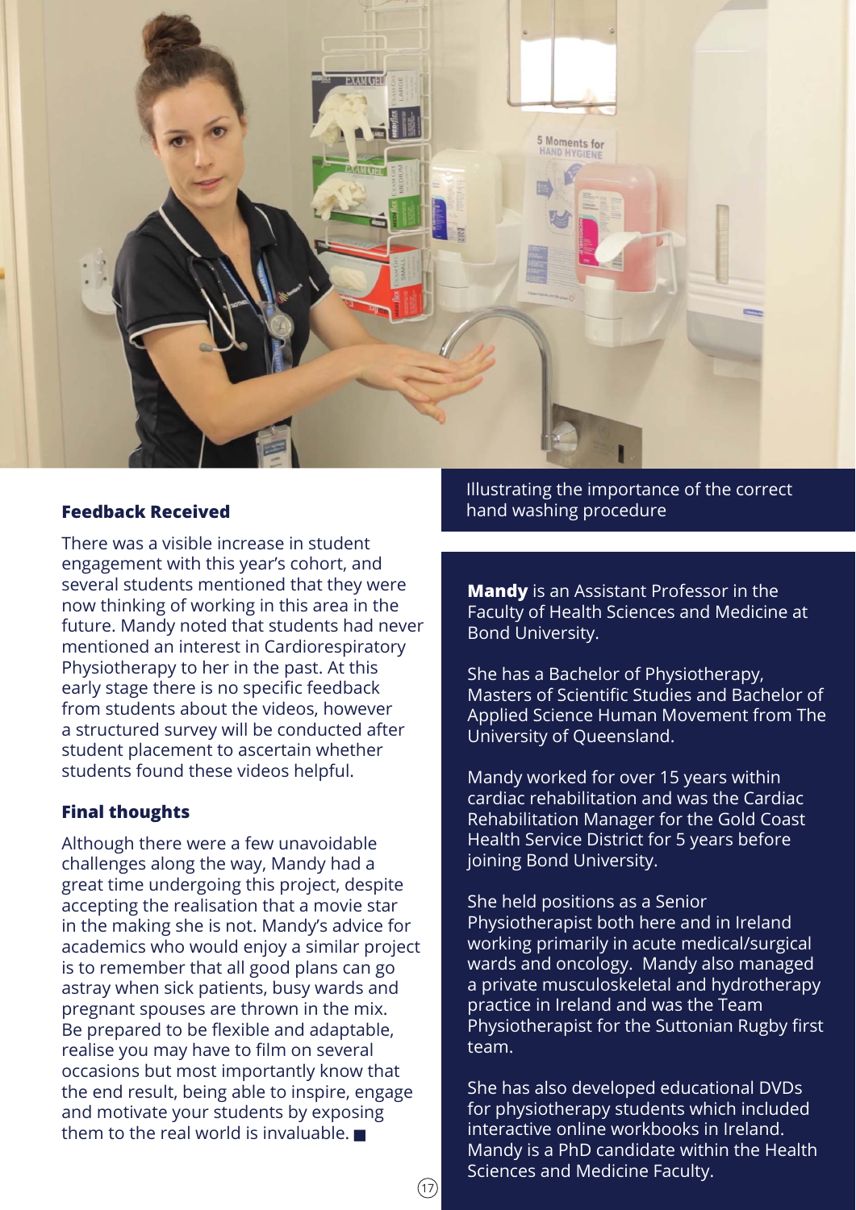Illustrating the importance of the correct hand washing procedure

### Feedback Received

There was a visible increase in student engagement with this year's cohort, and several students mentioned that they were now thinking of working in this area in the future. Mandy noted that students had never mentioned an interest in Cardiorespiratory Physiotherapy to her in the past. At this early stage there is no specific feedback from students about the videos, however a structured survey will be conducted after student placement to ascertain whether students found these videos helpful.

### Final thoughts

Although there were a few unavoidable challenges along the way, Mandy had a great time undergoing this project, despite accepting the realisation that a movie star in the making she is not. Mandy's advice for academics who would enjoy a similar project is to remember that all good plans can go astray when sick patients, busy wards and pregnant spouses are thrown in the mix. Be prepared to be flexible and adaptable, realise you may have to film on several occasions but most importantly know that the end result, being able to inspire, engage and motivate your students by exposing them to the real world is invaluable. ■

**Mandy** is an Assistant Professor in the Faculty of Health Sciences and Medicine at Bond University.

She has a Bachelor of Physiotherapy, Masters of Scientific Studies and Bachelor of Applied Science Human Movement from The University of Queensland.

Mandy worked for over 15 years within cardiac rehabilitation and was the Cardiac Rehabilitation Manager for the Gold Coast Health Service District for 5 years before joining Bond University.

She held positions as a Senior Physiotherapist both here and in Ireland working primarily in acute medical/surgical wards and oncology. Mandy also managed a private musculoskeletal and hydrotherapy practice in Ireland and was the Team Physiotherapist for the Suttonian Rugby first team.

She has also developed educational DVDs for physiotherapy students which included interactive online workbooks in Ireland. Mandy is a PhD candidate within the Health Sciences and Medicine Faculty.